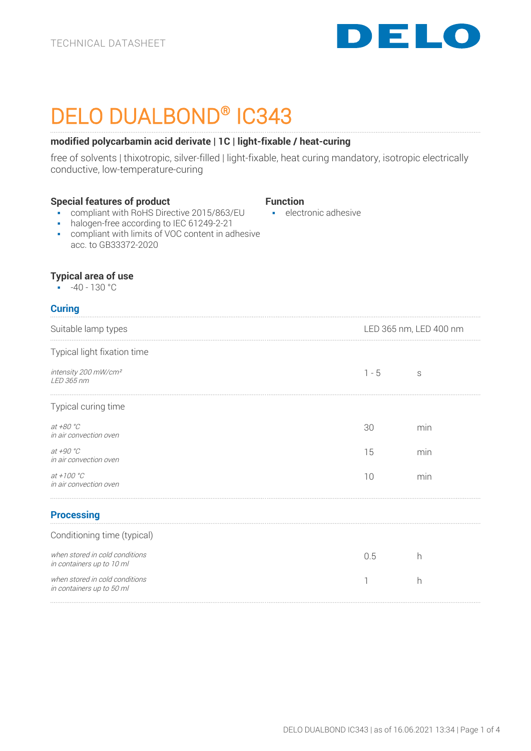TECHNICAL DATASHEET

# DELO DUALBOND® IC343

**modified polycarbamin acid derivate | 1C | light-fixable / heat-curing**

free of solvents | thixotropic, silver-filled | light-fixable, heat curing mandatory, isotropic electrically conductive, low-temperature-curing

### Special features of product

- compliant with RoHS Directive 2015/863/EU
- halogen-free according to IEC 61249-2-21
- compliant with limits of VOC content in adhesive acc. to GB33372-2020

### Function

- electronic adhesive

### Typical area of use

- -40 - 130 °C

## Curing

| | | |
|---|---|---|
| Suitable lamp types | LED 365 nm, LED 400 nm | |
| Typical light fixation time | | |
| *intensity 200 mW/cm²*<br>*LED 365 nm* | 1 - 5 | s |
| Typical curing time | | |
| *at +80 °C*<br>*in air convection oven* | 30 | min |
| *at +90 °C*<br>*in air convection oven* | 15 | min |
| *at +100 °C*<br>*in air convection oven* | 10 | min |

## Processing

| | | |
|---|---|---|
| Conditioning time (typical) | | |
| *when stored in cold conditions*<br>*in containers up to 10 ml* | 0.5 | h |
| *when stored in cold conditions*<br>*in containers up to 50 ml* | 1 | h |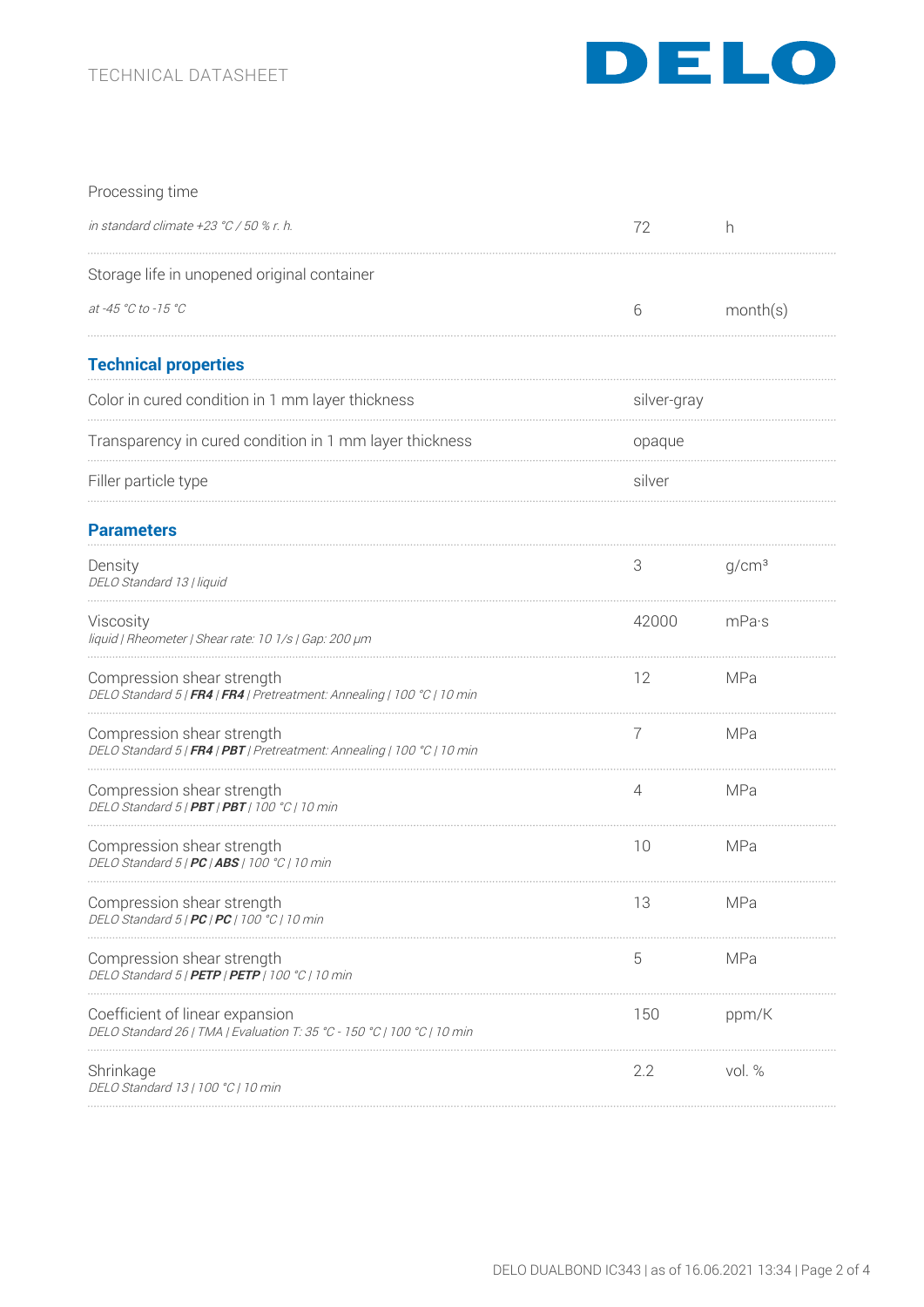| Processing time | | |
|---|---|---|
| *in standard climate +23 °C / 50 % r. h.* | 72 | h |
| Storage life in unopened original container | | |
| *at -45 °C to -15 °C* | 6 | month(s) |

## Technical properties

| | | |
|---|---|---|
| Color in cured condition in 1 mm layer thickness | silver-gray | |
| Transparency in cured condition in 1 mm layer thickness | opaque | |
| Filler particle type | silver | |

## Parameters

| | | |
|---|---|---|
| Density<br>*DELO Standard 13 \| liquid* | 3 | g/cm³ |
| Viscosity<br>*liquid \| Rheometer \| Shear rate: 10 1/s \| Gap: 200 µm* | 42000 | mPa·s |
| Compression shear strength<br>*DELO Standard 5 \| **FR4** \| **FR4** \| Pretreatment: Annealing \| 100 °C \| 10 min* | 12 | MPa |
| Compression shear strength<br>*DELO Standard 5 \| **FR4** \| **PBT** \| Pretreatment: Annealing \| 100 °C \| 10 min* | 7 | MPa |
| Compression shear strength<br>*DELO Standard 5 \| **PBT** \| **PBT** \| 100 °C \| 10 min* | 4 | MPa |
| Compression shear strength<br>*DELO Standard 5 \| **PC** \| **ABS** \| 100 °C \| 10 min* | 10 | MPa |
| Compression shear strength<br>*DELO Standard 5 \| **PC** \| **PC** \| 100 °C \| 10 min* | 13 | MPa |
| Compression shear strength<br>*DELO Standard 5 \| **PETP** \| **PETP** \| 100 °C \| 10 min* | 5 | MPa |
| Coefficient of linear expansion<br>*DELO Standard 26 \| TMA \| Evaluation T: 35 °C - 150 °C \| 100 °C \| 10 min* | 150 | ppm/K |
| Shrinkage<br>*DELO Standard 13 \| 100 °C \| 10 min* | 2.2 | vol. % |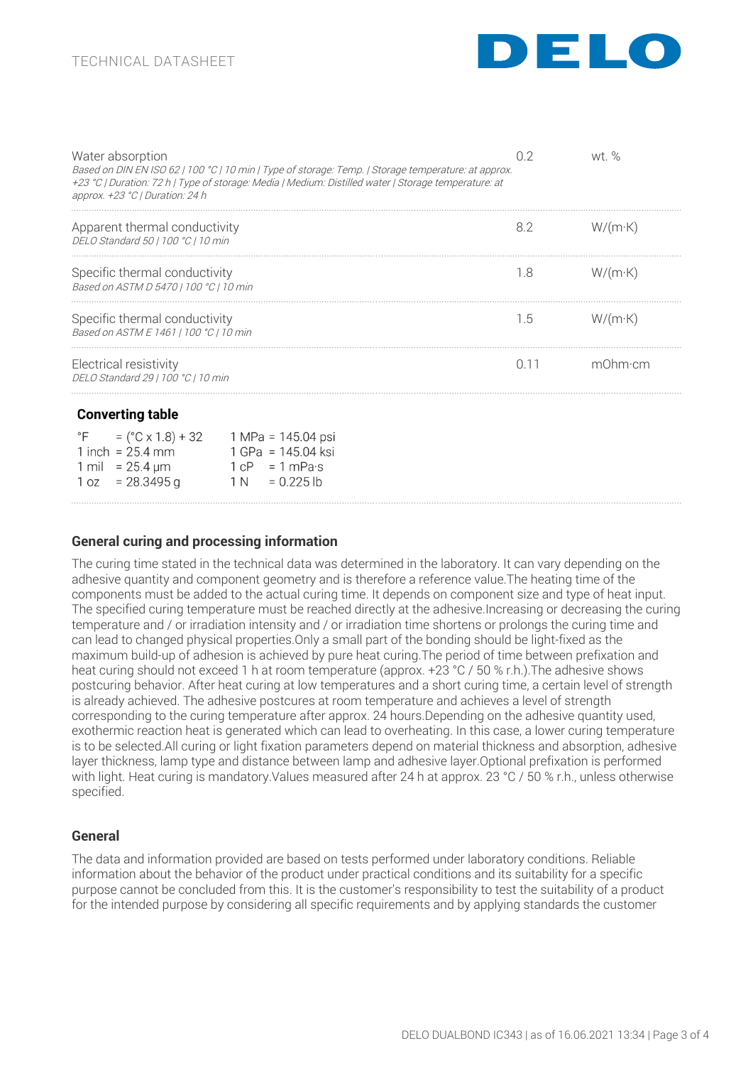| Property | Value | Unit |
|---|---|---|
| Water absorption<br>*Based on DIN EN ISO 62 \| 100 °C \| 10 min \| Type of storage: Temp. \| Storage temperature: at approx. +23 °C \| Duration: 72 h \| Type of storage: Media \| Medium: Distilled water \| Storage temperature: at approx. +23 °C \| Duration: 24 h* | 0.2 | wt. % |
| Apparent thermal conductivity<br>*DELO Standard 50 \| 100 °C \| 10 min* | 8.2 | W/(m·K) |
| Specific thermal conductivity<br>*Based on ASTM D 5470 \| 100 °C \| 10 min* | 1.8 | W/(m·K) |
| Specific thermal conductivity<br>*Based on ASTM E 1461 \| 100 °C \| 10 min* | 1.5 | W/(m·K) |
| Electrical resistivity<br>*DELO Standard 29 \| 100 °C \| 10 min* | 0.11 | mOhm·cm |

### Converting table

| | |
|---|---|
| °F = (°C x 1.8) + 32 | 1 MPa = 145.04 psi |
| 1 inch = 25.4 mm | 1 GPa = 145.04 ksi |
| 1 mil = 25.4 µm | 1 cP = 1 mPa·s |
| 1 oz = 28.3495 g | 1 N = 0.225 lb |

## General curing and processing information

The curing time stated in the technical data was determined in the laboratory. It can vary depending on the adhesive quantity and component geometry and is therefore a reference value.The heating time of the components must be added to the actual curing time. It depends on component size and type of heat input. The specified curing temperature must be reached directly at the adhesive.Increasing or decreasing the curing temperature and / or irradiation intensity and / or irradiation time shortens or prolongs the curing time and can lead to changed physical properties.Only a small part of the bonding should be light-fixed as the maximum build-up of adhesion is achieved by pure heat curing.The period of time between prefixation and heat curing should not exceed 1 h at room temperature (approx. +23 °C / 50 % r.h.).The adhesive shows postcuring behavior. After heat curing at low temperatures and a short curing time, a certain level of strength is already achieved. The adhesive postcures at room temperature and achieves a level of strength corresponding to the curing temperature after approx. 24 hours.Depending on the adhesive quantity used, exothermic reaction heat is generated which can lead to overheating. In this case, a lower curing temperature is to be selected.All curing or light fixation parameters depend on material thickness and absorption, adhesive layer thickness, lamp type and distance between lamp and adhesive layer.Optional prefixation is performed with light. Heat curing is mandatory.Values measured after 24 h at approx. 23 °C / 50 % r.h., unless otherwise specified.

## General

The data and information provided are based on tests performed under laboratory conditions. Reliable information about the behavior of the product under practical conditions and its suitability for a specific purpose cannot be concluded from this. It is the customer's responsibility to test the suitability of a product for the intended purpose by considering all specific requirements and by applying standards the customer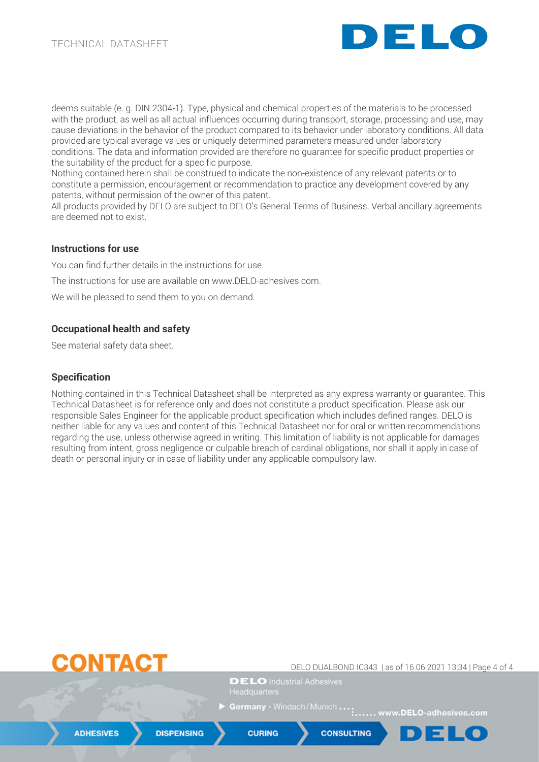deems suitable (e. g. DIN 2304-1). Type, physical and chemical properties of the materials to be processed with the product, as well as all actual influences occurring during transport, storage, processing and use, may cause deviations in the behavior of the product compared to its behavior under laboratory conditions. All data provided are typical average values or uniquely determined parameters measured under laboratory conditions. The data and information provided are therefore no guarantee for specific product properties or the suitability of the product for a specific purpose.
Nothing contained herein shall be construed to indicate the non-existence of any relevant patents or to constitute a permission, encouragement or recommendation to practice any development covered by any patents, without permission of the owner of this patent.
All products provided by DELO are subject to DELO's General Terms of Business. Verbal ancillary agreements are deemed not to exist.

### Instructions for use

You can find further details in the instructions for use.

The instructions for use are available on www.DELO-adhesives.com.

We will be pleased to send them to you on demand.

### Occupational health and safety

See material safety data sheet.

### Specification

Nothing contained in this Technical Datasheet shall be interpreted as any express warranty or guarantee. This Technical Datasheet is for reference only and does not constitute a product specification. Please ask our responsible Sales Engineer for the applicable product specification which includes defined ranges. DELO is neither liable for any values and content of this Technical Datasheet nor for oral or written recommendations regarding the use, unless otherwise agreed in writing. This limitation of liability is not applicable for damages resulting from intent, gross negligence or culpable breach of cardinal obligations, nor shall it apply in case of death or personal injury or in case of liability under any applicable compulsory law.

**CONTACT**

DELO Industrial Adhesives
Headquarters

Germany · Windach/Munich ...... www.DELO-adhesives.com

ADHESIVES · DISPENSING · CURING · CONSULTING